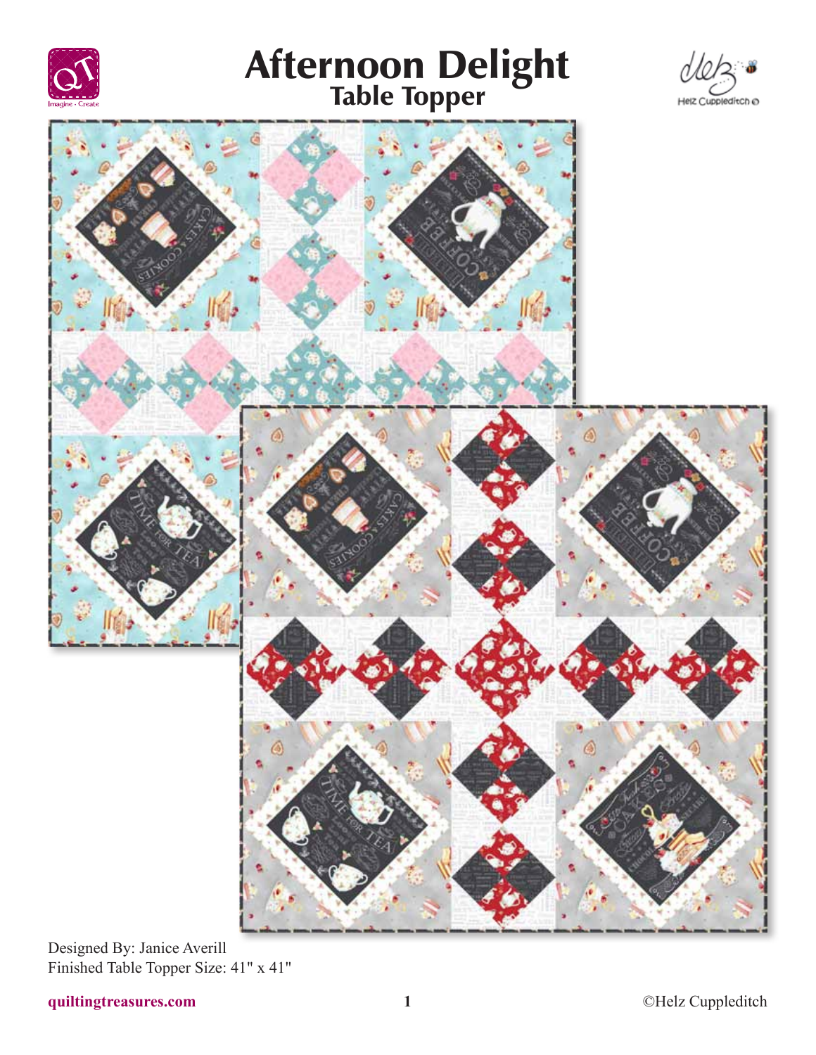# Afternoon Delight
## Table Topper

Designed By: Janice Averill
Finished Table Topper Size: 41" x 41"

quiltingtreasures.com

©Helz Cuppleditch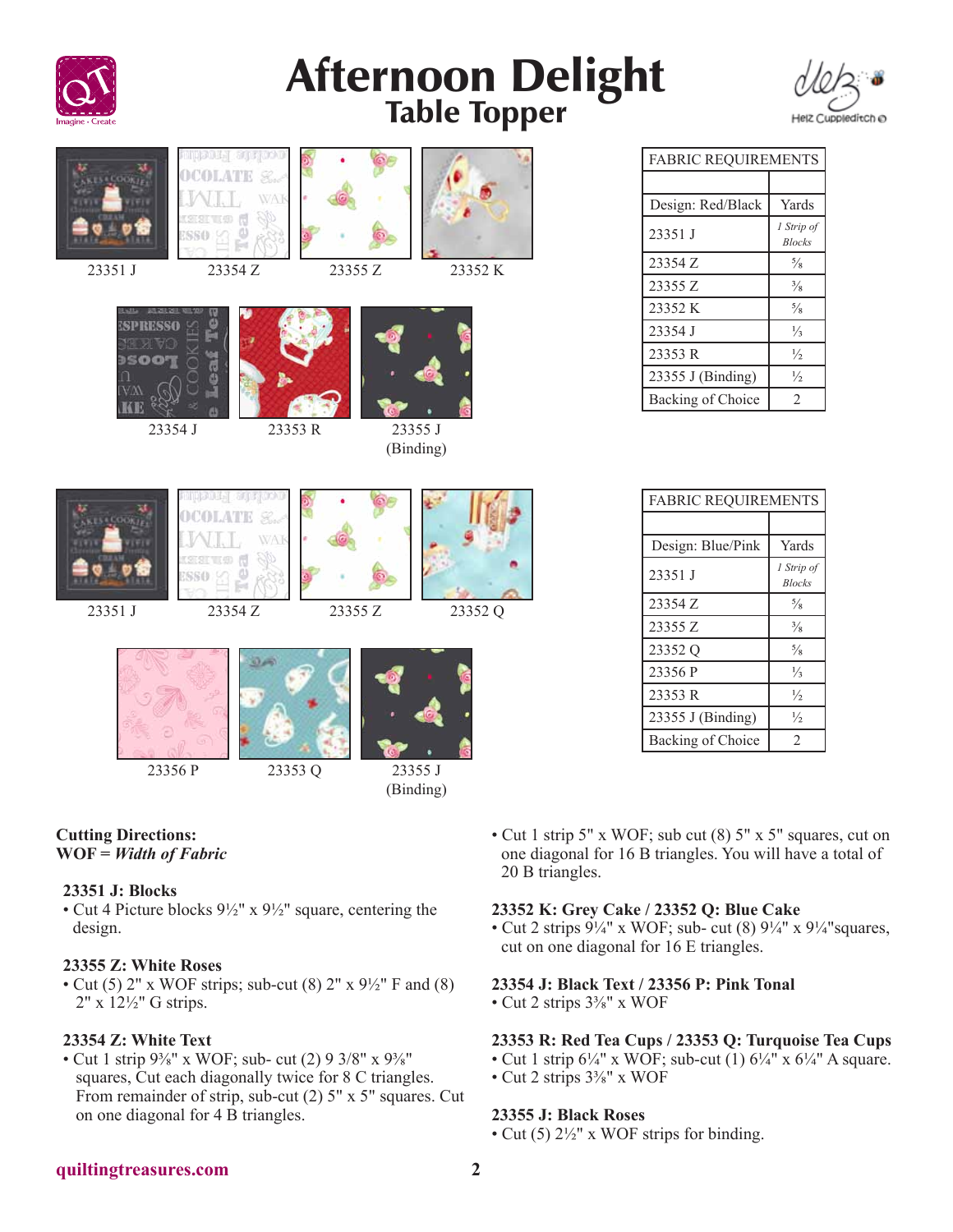# Afternoon Delight

## Table Topper

23351 J  23354 Z  23355 Z  23352 K

23354 J  23353 R  23355 J (Binding)

| FABRIC REQUIREMENTS | |
|---|---|
| | |
| Design: Red/Black | Yards |
| 23351 J | *1 Strip of Blocks* |
| 23354 Z | ⅝ |
| 23355 Z | ⅜ |
| 23352 K | ⅝ |
| 23354 J | ⅓ |
| 23353 R | ½ |
| 23355 J (Binding) | ½ |
| Backing of Choice | 2 |

23351 J  23354 Z  23355 Z  23352 Q

23356 P  23353 Q  23355 J (Binding)

| FABRIC REQUIREMENTS | |
|---|---|
| | |
| Design: Blue/Pink | Yards |
| 23351 J | *1 Strip of Blocks* |
| 23354 Z | ⅝ |
| 23355 Z | ⅜ |
| 23352 Q | ⅝ |
| 23356 P | ⅓ |
| 23353 R | ½ |
| 23355 J (Binding) | ½ |
| Backing of Choice | 2 |

**Cutting Directions:**
**WOF =** ***Width of Fabric***

**23351 J: Blocks**
- Cut 4 Picture blocks 9½" x 9½" square, centering the design.

**23355 Z: White Roses**
- Cut (5) 2" x WOF strips; sub-cut (8) 2" x 9½" F and (8) 2" x 12½" G strips.

**23354 Z: White Text**
- Cut 1 strip 9⅜" x WOF; sub- cut (2) 9 3/8" x 9⅜" squares, Cut each diagonally twice for 8 C triangles. From remainder of strip, sub-cut (2) 5" x 5" squares. Cut on one diagonal for 4 B triangles.
- Cut 1 strip 5" x WOF; sub cut (8) 5" x 5" squares, cut on one diagonal for 16 B triangles. You will have a total of 20 B triangles.

**23352 K: Grey Cake / 23352 Q: Blue Cake**
- Cut 2 strips 9¼" x WOF; sub- cut (8) 9¼" x 9¼"squares, cut on one diagonal for 16 E triangles.

**23354 J: Black Text / 23356 P: Pink Tonal**
- Cut 2 strips 3⅜" x WOF

**23353 R: Red Tea Cups / 23353 Q: Turquoise Tea Cups**
- Cut 1 strip 6¼" x WOF; sub-cut (1) 6¼" x 6¼" A square.
- Cut 2 strips 3⅜" x WOF

**23355 J: Black Roses**
- Cut (5) 2½" x WOF strips for binding.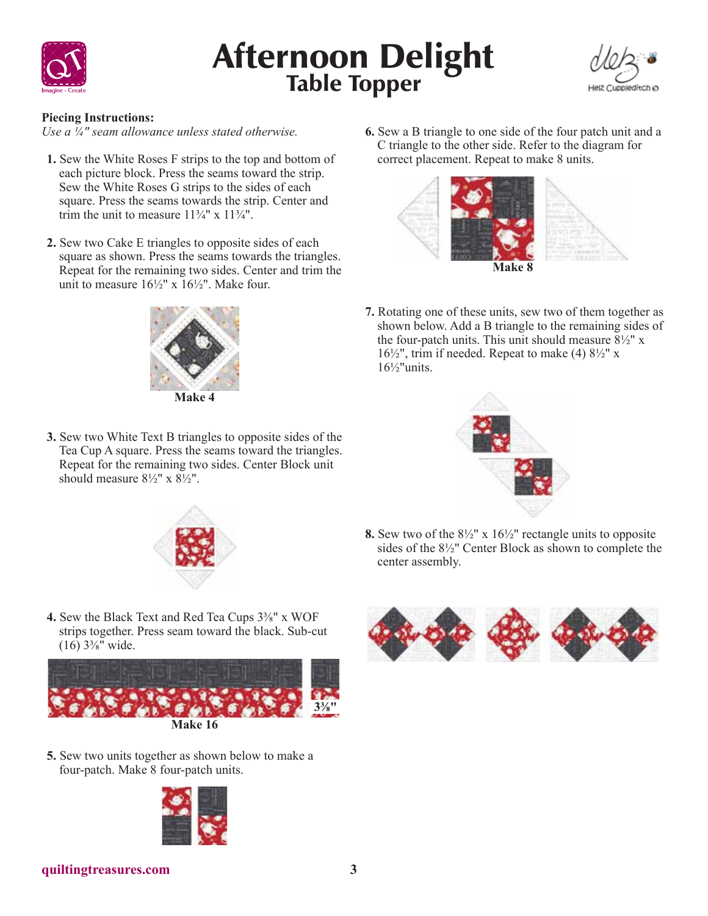# Afternoon Delight
## Table Topper

**Piecing Instructions:**

*Use a ¼" seam allowance unless stated otherwise.*

1. Sew the White Roses F strips to the top and bottom of each picture block. Press the seams toward the strip. Sew the White Roses G strips to the sides of each square. Press the seams towards the strip. Center and trim the unit to measure 11¾" x 11¾".

2. Sew two Cake E triangles to opposite sides of each square as shown. Press the seams towards the triangles. Repeat for the remaining two sides. Center and trim the unit to measure 16½" x 16½". Make four.

Make 4

3. Sew two White Text B triangles to opposite sides of the Tea Cup A square. Press the seams toward the triangles. Repeat for the remaining two sides. Center Block unit should measure 8½" x 8½".

4. Sew the Black Text and Red Tea Cups 3⅜" x WOF strips together. Press seam toward the black. Sub-cut (16) 3⅜" wide.

3⅜"

Make 16

5. Sew two units together as shown below to make a four-patch. Make 8 four-patch units.

6. Sew a B triangle to one side of the four patch unit and a C triangle to the other side. Refer to the diagram for correct placement. Repeat to make 8 units.

Make 8

7. Rotating one of these units, sew two of them together as shown below. Add a B triangle to the remaining sides of the four-patch units. This unit should measure 8½" x 16½", trim if needed. Repeat to make (4) 8½" x 16½"units.

8. Sew two of the 8½" x 16½" rectangle units to opposite sides of the 8½" Center Block as shown to complete the center assembly.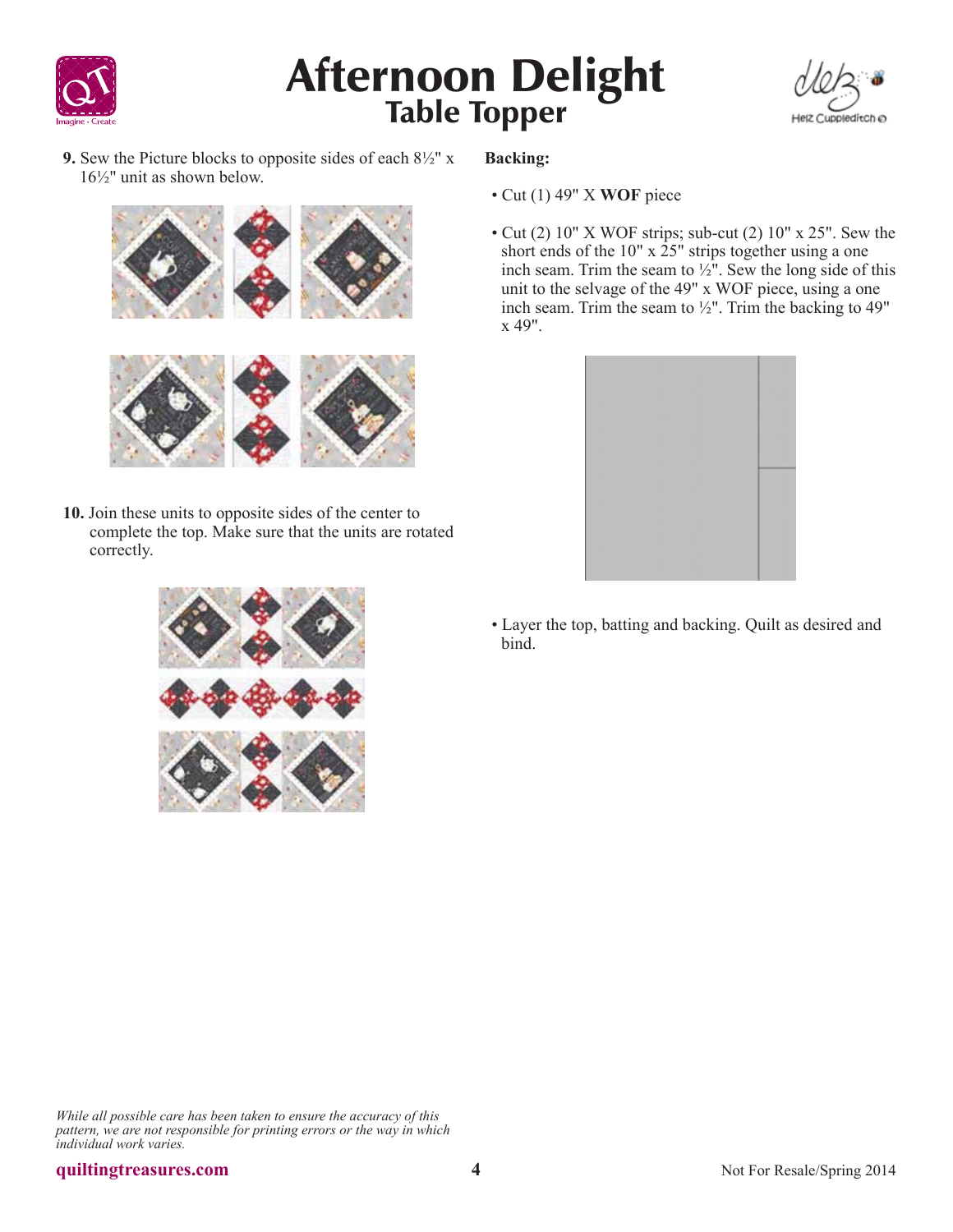9. Sew the Picture blocks to opposite sides of each 8½" x 16½" unit as shown below.

10. Join these units to opposite sides of the center to complete the top. Make sure that the units are rotated correctly.

**Backing:**

- Cut (1) 49" X **WOF** piece
- Cut (2) 10" X WOF strips; sub-cut (2) 10" x 25". Sew the short ends of the 10" x 25" strips together using a one inch seam. Trim the seam to ½". Sew the long side of this unit to the selvage of the 49" x WOF piece, using a one inch seam. Trim the seam to ½". Trim the backing to 49" x 49".
- Layer the top, batting and backing. Quilt as desired and bind.

*While all possible care has been taken to ensure the accuracy of this pattern, we are not responsible for printing errors or the way in which individual work varies.*